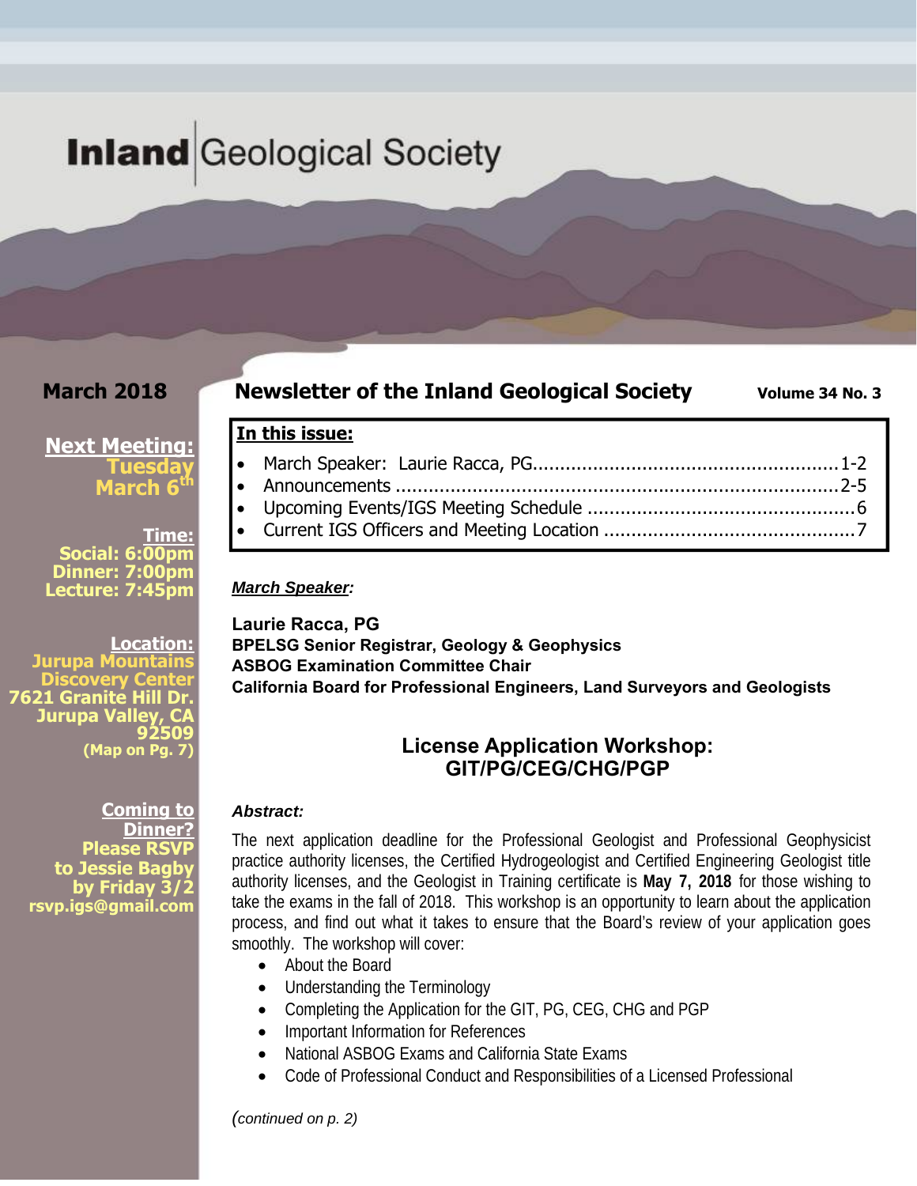# Inland Geological Society

**March 2018**

## Newsletter of the Inland Geological Society

**Volume 34 No. 3**

**Next Meeting:**
**Tuesday March 6th**

**Time:**
**Social: 6:00pm**
**Dinner: 7:00pm**
**Lecture: 7:45pm**

**Location:**
**Jurupa Mountains Discovery Center**
**7621 Granite Hill Dr.**
**Jurupa Valley, CA 92509**
**(Map on Pg. 7)**

**Coming to Dinner?**
**Please RSVP to Jessie Bagby by Friday 3/2**
**rsvp.igs@gmail.com**

**In this issue:**

- March Speaker: Laurie Racca, PG ........................................ 1-2
- Announcements ........................................ 2-5
- Upcoming Events/IGS Meeting Schedule ........................................ 6
- Current IGS Officers and Meeting Location ........................................ 7

***March Speaker:***

**Laurie Racca, PG**
**BPELSG Senior Registrar, Geology & Geophysics**
**ASBOG Examination Committee Chair**
**California Board for Professional Engineers, Land Surveyors and Geologists**

### License Application Workshop: GIT/PG/CEG/CHG/PGP

***Abstract:***

The next application deadline for the Professional Geologist and Professional Geophysicist practice authority licenses, the Certified Hydrogeologist and Certified Engineering Geologist title authority licenses, and the Geologist in Training certificate is **May 7, 2018** for those wishing to take the exams in the fall of 2018. This workshop is an opportunity to learn about the application process, and find out what it takes to ensure that the Board's review of your application goes smoothly. The workshop will cover:

- About the Board
- Understanding the Terminology
- Completing the Application for the GIT, PG, CEG, CHG and PGP
- Important Information for References
- National ASBOG Exams and California State Exams
- Code of Professional Conduct and Responsibilities of a Licensed Professional

*(continued on p. 2)*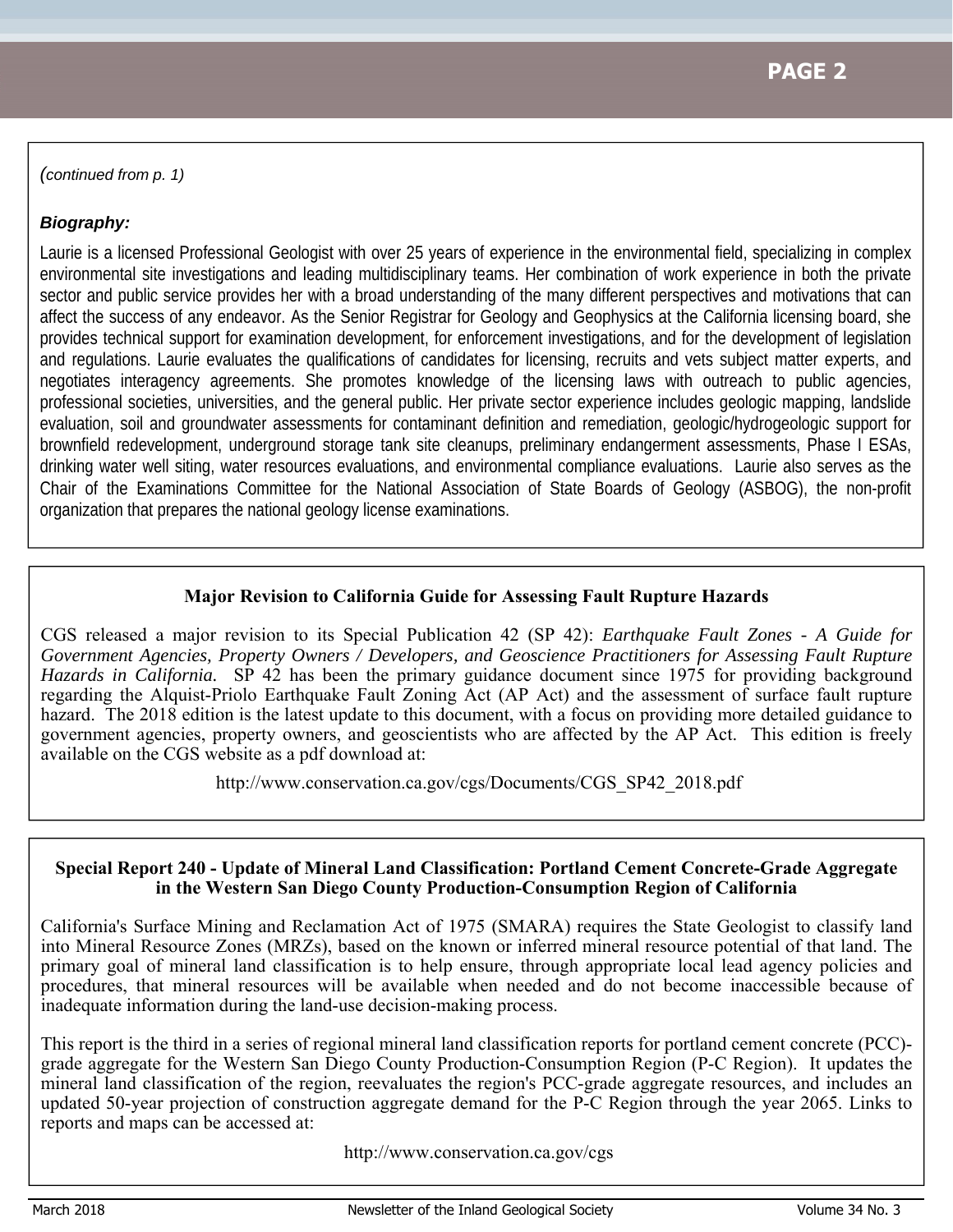*(continued from p. 1)*

***Biography:***

Laurie is a licensed Professional Geologist with over 25 years of experience in the environmental field, specializing in complex environmental site investigations and leading multidisciplinary teams. Her combination of work experience in both the private sector and public service provides her with a broad understanding of the many different perspectives and motivations that can affect the success of any endeavor. As the Senior Registrar for Geology and Geophysics at the California licensing board, she provides technical support for examination development, for enforcement investigations, and for the development of legislation and regulations. Laurie evaluates the qualifications of candidates for licensing, recruits and vets subject matter experts, and negotiates interagency agreements. She promotes knowledge of the licensing laws with outreach to public agencies, professional societies, universities, and the general public. Her private sector experience includes geologic mapping, landslide evaluation, soil and groundwater assessments for contaminant definition and remediation, geologic/hydrogeologic support for brownfield redevelopment, underground storage tank site cleanups, preliminary endangerment assessments, Phase I ESAs, drinking water well siting, water resources evaluations, and environmental compliance evaluations. Laurie also serves as the Chair of the Examinations Committee for the National Association of State Boards of Geology (ASBOG), the non-profit organization that prepares the national geology license examinations.

## Major Revision to California Guide for Assessing Fault Rupture Hazards

CGS released a major revision to its Special Publication 42 (SP 42): *Earthquake Fault Zones - A Guide for Government Agencies, Property Owners / Developers, and Geoscience Practitioners for Assessing Fault Rupture Hazards in California.* SP 42 has been the primary guidance document since 1975 for providing background regarding the Alquist-Priolo Earthquake Fault Zoning Act (AP Act) and the assessment of surface fault rupture hazard. The 2018 edition is the latest update to this document, with a focus on providing more detailed guidance to government agencies, property owners, and geoscientists who are affected by the AP Act. This edition is freely available on the CGS website as a pdf download at:

http://www.conservation.ca.gov/cgs/Documents/CGS_SP42_2018.pdf

## Special Report 240 - Update of Mineral Land Classification: Portland Cement Concrete-Grade Aggregate in the Western San Diego County Production-Consumption Region of California

California's Surface Mining and Reclamation Act of 1975 (SMARA) requires the State Geologist to classify land into Mineral Resource Zones (MRZs), based on the known or inferred mineral resource potential of that land. The primary goal of mineral land classification is to help ensure, through appropriate local lead agency policies and procedures, that mineral resources will be available when needed and do not become inaccessible because of inadequate information during the land-use decision-making process.

This report is the third in a series of regional mineral land classification reports for portland cement concrete (PCC)-grade aggregate for the Western San Diego County Production-Consumption Region (P-C Region). It updates the mineral land classification of the region, reevaluates the region's PCC-grade aggregate resources, and includes an updated 50-year projection of construction aggregate demand for the P-C Region through the year 2065. Links to reports and maps can be accessed at:

http://www.conservation.ca.gov/cgs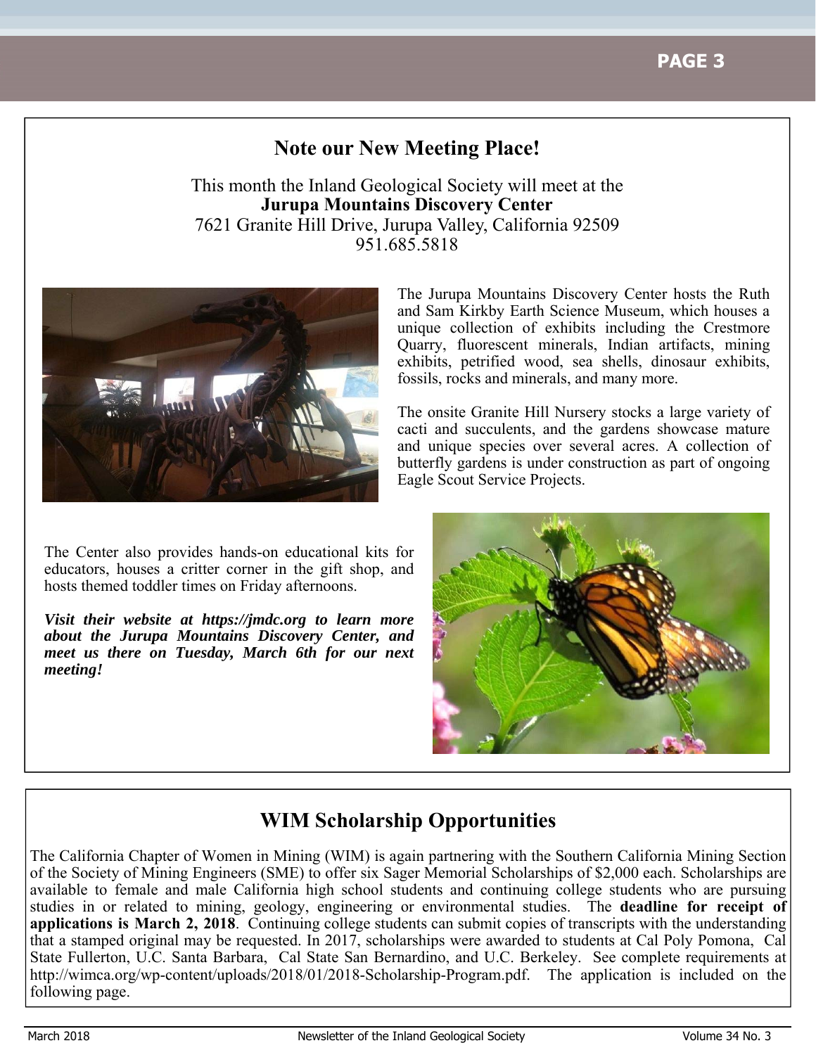## Note our New Meeting Place!

This month the Inland Geological Society will meet at the
**Jurupa Mountains Discovery Center**
7621 Granite Hill Drive, Jurupa Valley, California 92509
951.685.5818

The Jurupa Mountains Discovery Center hosts the Ruth and Sam Kirkby Earth Science Museum, which houses a unique collection of exhibits including the Crestmore Quarry, fluorescent minerals, Indian artifacts, mining exhibits, petrified wood, sea shells, dinosaur exhibits, fossils, rocks and minerals, and many more.

The onsite Granite Hill Nursery stocks a large variety of cacti and succulents, and the gardens showcase mature and unique species over several acres. A collection of butterfly gardens is under construction as part of ongoing Eagle Scout Service Projects.

The Center also provides hands-on educational kits for educators, houses a critter corner in the gift shop, and hosts themed toddler times on Friday afternoons.

***Visit their website at https://jmdc.org to learn more about the Jurupa Mountains Discovery Center, and meet us there on Tuesday, March 6th for our next meeting!***

## WIM Scholarship Opportunities

The California Chapter of Women in Mining (WIM) is again partnering with the Southern California Mining Section of the Society of Mining Engineers (SME) to offer six Sager Memorial Scholarships of $2,000 each. Scholarships are available to female and male California high school students and continuing college students who are pursuing studies in or related to mining, geology, engineering or environmental studies. The **deadline for receipt of applications is March 2, 2018**. Continuing college students can submit copies of transcripts with the understanding that a stamped original may be requested. In 2017, scholarships were awarded to students at Cal Poly Pomona, Cal State Fullerton, U.C. Santa Barbara, Cal State San Bernardino, and U.C. Berkeley. See complete requirements at http://wimca.org/wp-content/uploads/2018/01/2018-Scholarship-Program.pdf. The application is included on the following page.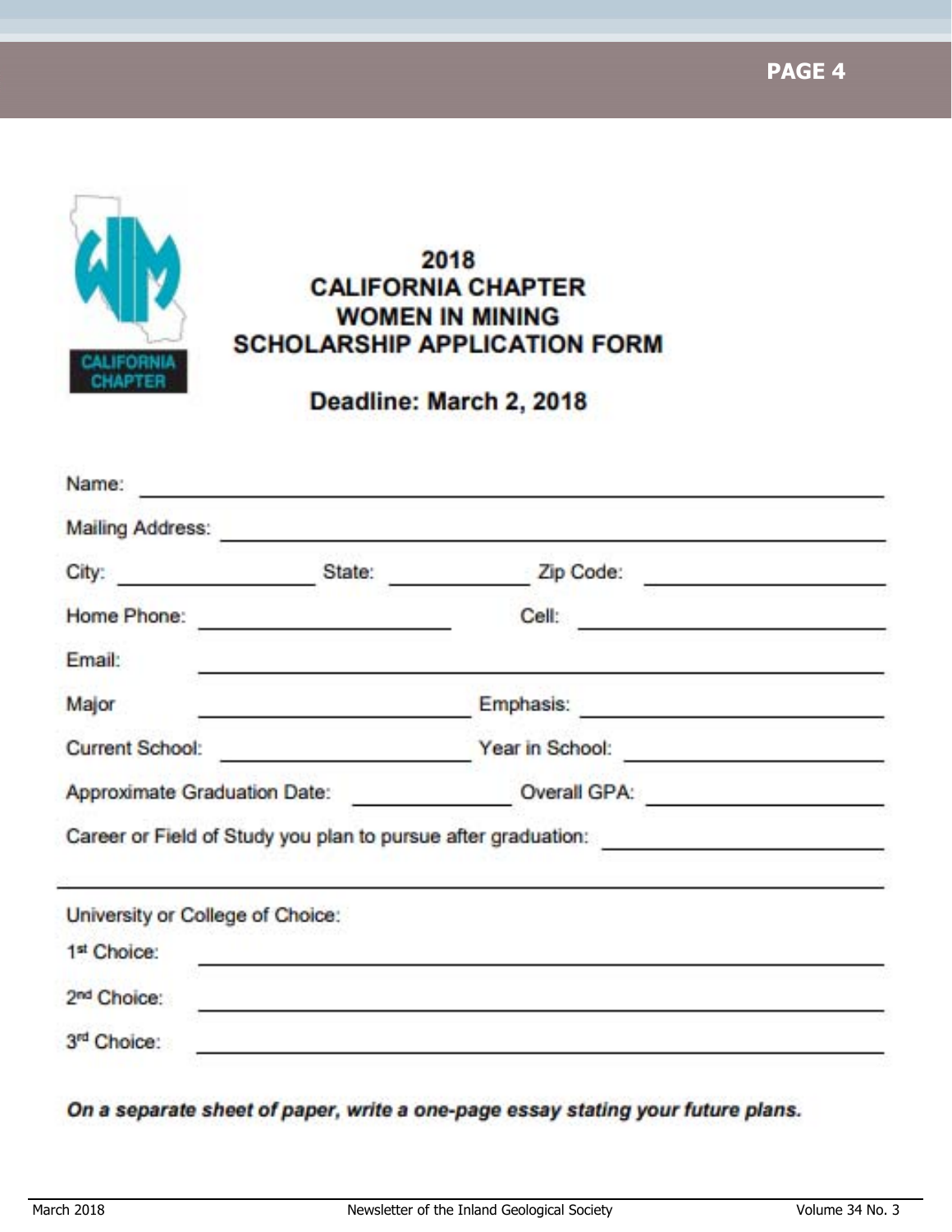# 2018 CALIFORNIA CHAPTER WOMEN IN MINING SCHOLARSHIP APPLICATION FORM

CALIFORNIA CHAPTER

## Deadline: March 2, 2018

Name: ______________________________

Mailing Address: ______________________________

City: ______________ State: ______________ Zip Code: ______________

Home Phone: ______________ Cell: ______________

Email: ______________________________

Major ______________ Emphasis: ______________

Current School: ______________ Year in School: ______________

Approximate Graduation Date: ______________ Overall GPA: ______________

Career or Field of Study you plan to pursue after graduation: ______________

______________________________

University or College of Choice:

1st Choice: ______________________________

2nd Choice: ______________________________

3rd Choice: ______________________________

***On a separate sheet of paper, write a one-page essay stating your future plans.***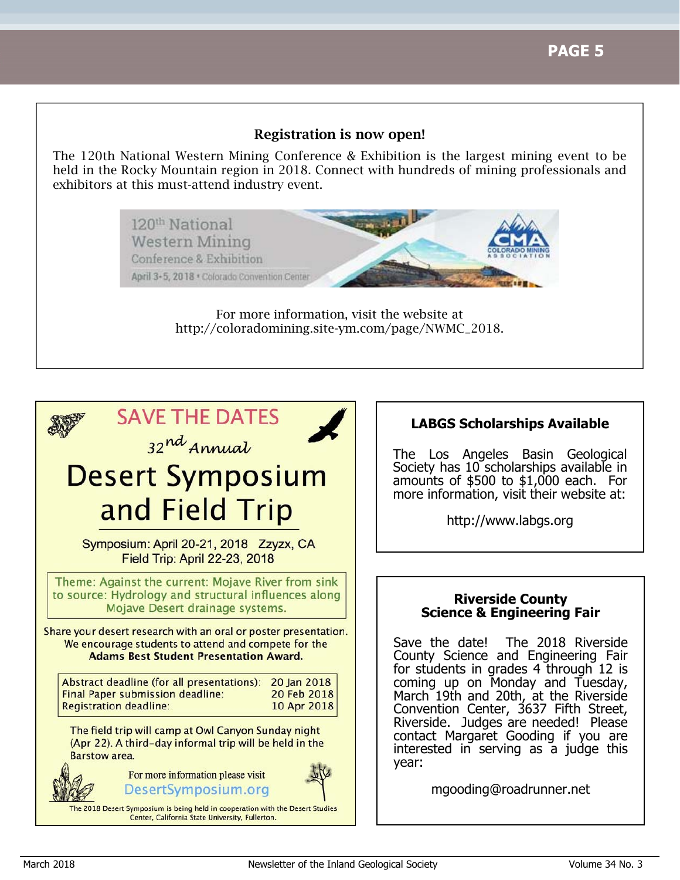## Registration is now open!

The 120th National Western Mining Conference & Exhibition is the largest mining event to be held in the Rocky Mountain region in 2018. Connect with hundreds of mining professionals and exhibitors at this must-attend industry event.

120th National Western Mining Conference & Exhibition

April 3-5, 2018 • Colorado Convention Center

CMA COLORADO MINING ASSOCIATION

For more information, visit the website at http://coloradomining.site-ym.com/page/NWMC_2018.

## SAVE THE DATES

*32nd Annual*

# Desert Symposium and Field Trip

Symposium: April 20-21, 2018 Zzyzx, CA
Field Trip: April 22-23, 2018

Theme: Against the current: Mojave River from sink to source: Hydrology and structural influences along Mojave Desert drainage systems.

Share your desert research with an oral or poster presentation. We encourage students to attend and compete for the **Adams Best Student Presentation Award.**

| | |
|---|---|
| Abstract deadline (for all presentations): | 20 Jan 2018 |
| Final Paper submission deadline: | 20 Feb 2018 |
| Registration deadline: | 10 Apr 2018 |

The field trip will camp at Owl Canyon Sunday night (Apr 22). A third-day informal trip will be held in the Barstow area.

For more information please visit DesertSymposium.org

The 2018 Desert Symposium is being held in cooperation with the Desert Studies Center, California State University, Fullerton.

## LABGS Scholarships Available

The Los Angeles Basin Geological Society has 10 scholarships available in amounts of $500 to $1,000 each. For more information, visit their website at:

http://www.labgs.org

## Riverside County Science & Engineering Fair

Save the date! The 2018 Riverside County Science and Engineering Fair for students in grades 4 through 12 is coming up on Monday and Tuesday, March 19th and 20th, at the Riverside Convention Center, 3637 Fifth Street, Riverside. Judges are needed! Please contact Margaret Gooding if you are interested in serving as a judge this year:

mgooding@roadrunner.net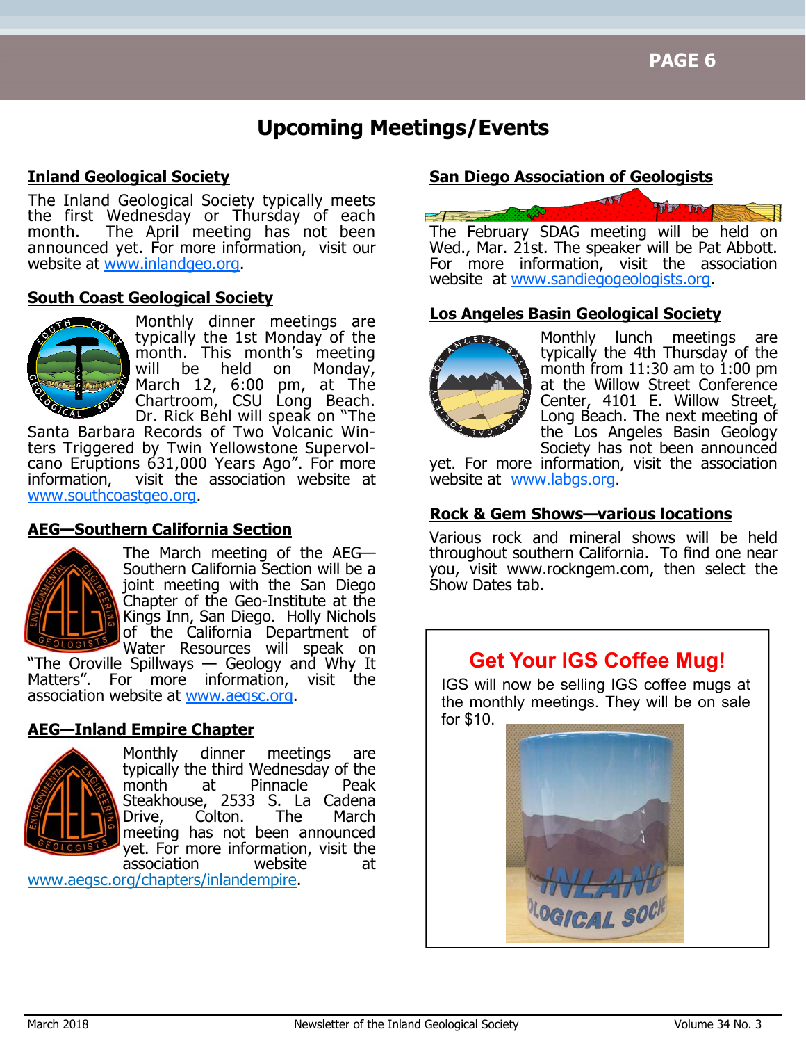# Upcoming Meetings/Events

## Inland Geological Society

The Inland Geological Society typically meets the first Wednesday or Thursday of each month. The April meeting has not been announced yet. For more information, visit our website at www.inlandgeo.org.

## South Coast Geological Society

Monthly dinner meetings are typically the 1st Monday of the month. This month's meeting will be held on Monday, March 12, 6:00 pm, at The Chartroom, CSU Long Beach. Dr. Rick Behl will speak on "The Santa Barbara Records of Two Volcanic Winters Triggered by Twin Yellowstone Supervolcano Eruptions 631,000 Years Ago". For more information, visit the association website at www.southcoastgeo.org.

## AEG—Southern California Section

The March meeting of the AEG—Southern California Section will be a joint meeting with the San Diego Chapter of the Geo-Institute at the Kings Inn, San Diego. Holly Nichols of the California Department of Water Resources will speak on "The Oroville Spillways — Geology and Why It Matters". For more information, visit the association website at www.aegsc.org.

## AEG—Inland Empire Chapter

Monthly dinner meetings are typically the third Wednesday of the month at Pinnacle Peak Steakhouse, 2533 S. La Cadena Drive, Colton. The March meeting has not been announced yet. For more information, visit the association website at www.aegsc.org/chapters/inlandempire.

## San Diego Association of Geologists

The February SDAG meeting will be held on Wed., Mar. 21st. The speaker will be Pat Abbott. For more information, visit the association website at www.sandiegogeologists.org.

## Los Angeles Basin Geological Society

Monthly lunch meetings are typically the 4th Thursday of the month from 11:30 am to 1:00 pm at the Willow Street Conference Center, 4101 E. Willow Street, Long Beach. The next meeting of the Los Angeles Basin Geology Society has not been announced yet. For more information, visit the association website at www.labgs.org.

## Rock & Gem Shows—various locations

Various rock and mineral shows will be held throughout southern California. To find one near you, visit www.rockngem.com, then select the Show Dates tab.

## Get Your IGS Coffee Mug!

IGS will now be selling IGS coffee mugs at the monthly meetings. They will be on sale for $10.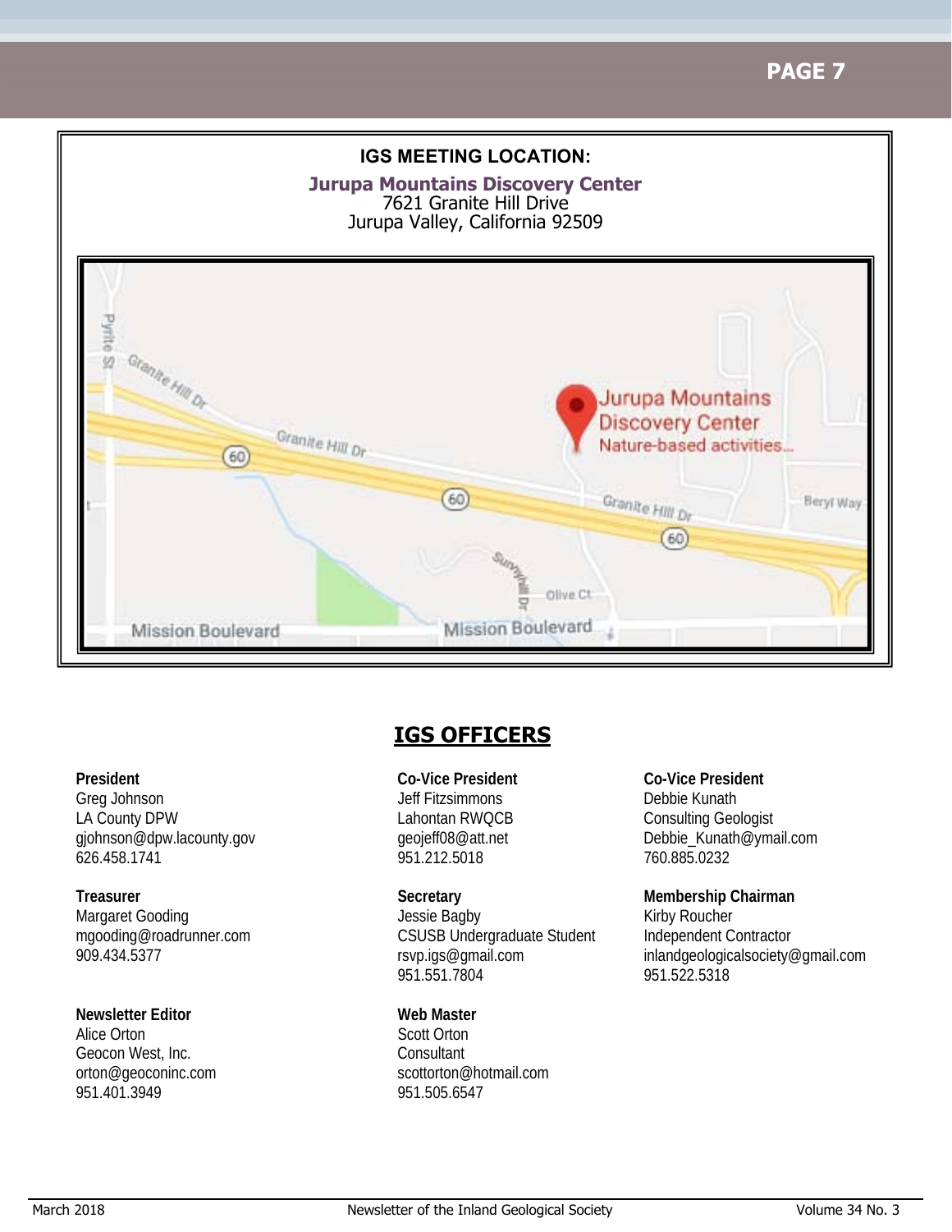**IGS MEETING LOCATION:**

**Jurupa Mountains Discovery Center**
7621 Granite Hill Drive
Jurupa Valley, California 92509

## IGS OFFICERS

**President**
Greg Johnson
LA County DPW
gjohnson@dpw.lacounty.gov
626.458.1741

**Co-Vice President**
Jeff Fitzsimmons
Lahontan RWQCB
geojeff08@att.net
951.212.5018

**Co-Vice President**
Debbie Kunath
Consulting Geologist
Debbie_Kunath@ymail.com
760.885.0232

**Treasurer**
Margaret Gooding
mgooding@roadrunner.com
909.434.5377

**Secretary**
Jessie Bagby
CSUSB Undergraduate Student
rsvp.igs@gmail.com
951.551.7804

**Membership Chairman**
Kirby Roucher
Independent Contractor
inlandgeologicalsociety@gmail.com
951.522.5318

**Newsletter Editor**
Alice Orton
Geocon West, Inc.
orton@geoconinc.com
951.401.3949

**Web Master**
Scott Orton
Consultant
scottorton@hotmail.com
951.505.6547